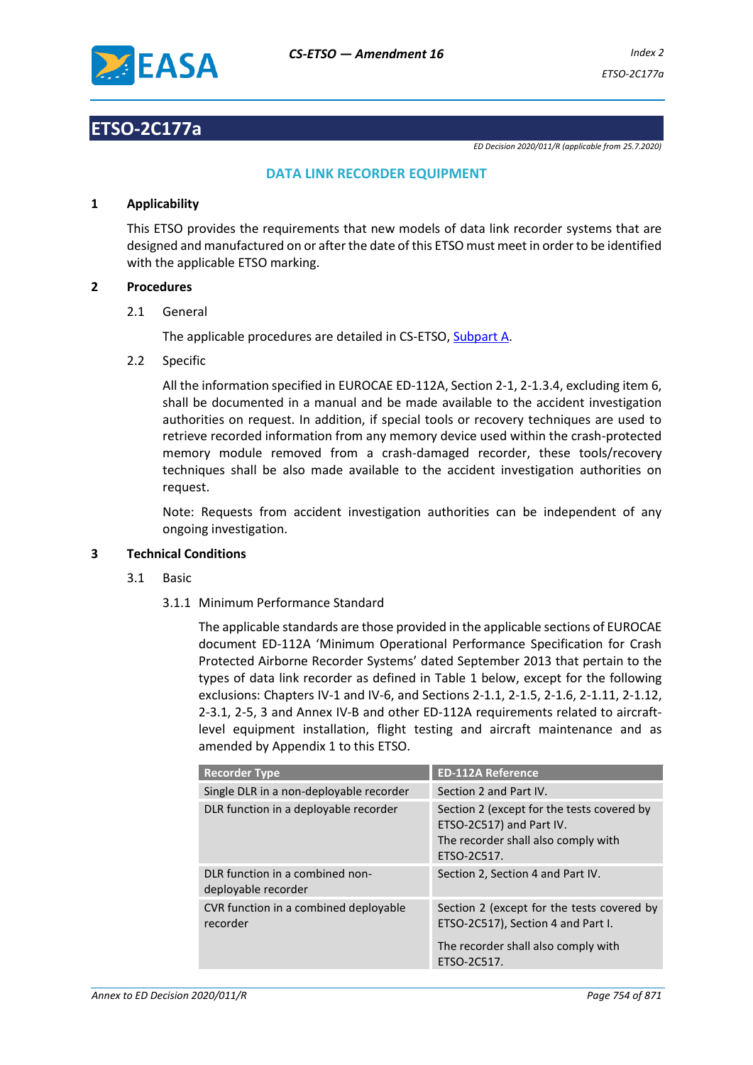# ETSO-2C177a

*ED Decision 2020/011/R (applicable from 25.7.2020)*

## DATA LINK RECORDER EQUIPMENT

### 1 Applicability

This ETSO provides the requirements that new models of data link recorder systems that are designed and manufactured on or after the date of this ETSO must meet in order to be identified with the applicable ETSO marking.

### 2 Procedures

2.1 General

The applicable procedures are detailed in CS-ETSO, Subpart A.

2.2 Specific

All the information specified in EUROCAE ED-112A, Section 2-1, 2-1.3.4, excluding item 6, shall be documented in a manual and be made available to the accident investigation authorities on request. In addition, if special tools or recovery techniques are used to retrieve recorded information from any memory device used within the crash-protected memory module removed from a crash-damaged recorder, these tools/recovery techniques shall be also made available to the accident investigation authorities on request.

Note: Requests from accident investigation authorities can be independent of any ongoing investigation.

### 3 Technical Conditions

3.1 Basic

3.1.1 Minimum Performance Standard

The applicable standards are those provided in the applicable sections of EUROCAE document ED-112A 'Minimum Operational Performance Specification for Crash Protected Airborne Recorder Systems' dated September 2013 that pertain to the types of data link recorder as defined in Table 1 below, except for the following exclusions: Chapters IV-1 and IV-6, and Sections 2-1.1, 2-1.5, 2-1.6, 2-1.11, 2-1.12, 2-3.1, 2-5, 3 and Annex IV-B and other ED-112A requirements related to aircraft-level equipment installation, flight testing and aircraft maintenance and as amended by Appendix 1 to this ETSO.

| Recorder Type | ED-112A Reference |
|---|---|
| Single DLR in a non-deployable recorder | Section 2 and Part IV. |
| DLR function in a deployable recorder | Section 2 (except for the tests covered by ETSO-2C517) and Part IV. The recorder shall also comply with ETSO-2C517. |
| DLR function in a combined non-deployable recorder | Section 2, Section 4 and Part IV. |
| CVR function in a combined deployable recorder | Section 2 (except for the tests covered by ETSO-2C517), Section 4 and Part I. The recorder shall also comply with ETSO-2C517. |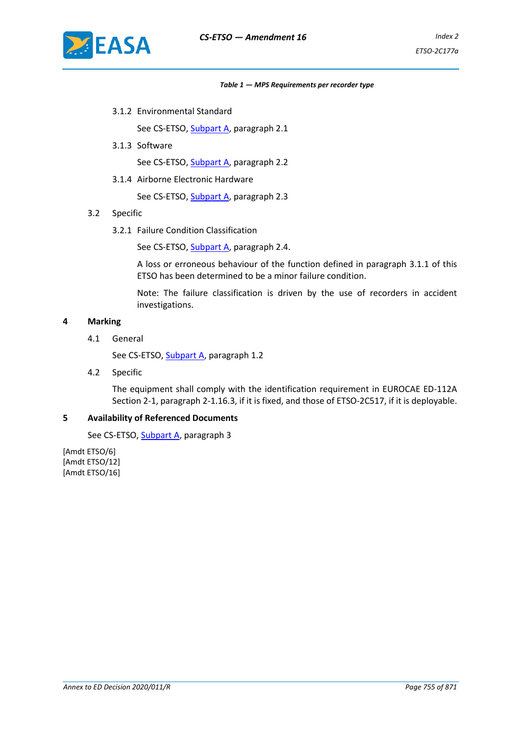*Table 1 — MPS Requirements per recorder type*

3.1.2 Environmental Standard

See CS-ETSO, Subpart A, paragraph 2.1

3.1.3 Software

See CS-ETSO, Subpart A, paragraph 2.2

3.1.4 Airborne Electronic Hardware

See CS-ETSO, Subpart A, paragraph 2.3

3.2 Specific

3.2.1 Failure Condition Classification

See CS-ETSO, Subpart A, paragraph 2.4.

A loss or erroneous behaviour of the function defined in paragraph 3.1.1 of this ETSO has been determined to be a minor failure condition.

Note: The failure classification is driven by the use of recorders in accident investigations.

## 4 Marking

4.1 General

See CS-ETSO, Subpart A, paragraph 1.2

4.2 Specific

The equipment shall comply with the identification requirement in EUROCAE ED-112A Section 2-1, paragraph 2-1.16.3, if it is fixed, and those of ETSO-2C517, if it is deployable.

## 5 Availability of Referenced Documents

See CS-ETSO, Subpart A, paragraph 3

[Amdt ETSO/6]
[Amdt ETSO/12]
[Amdt ETSO/16]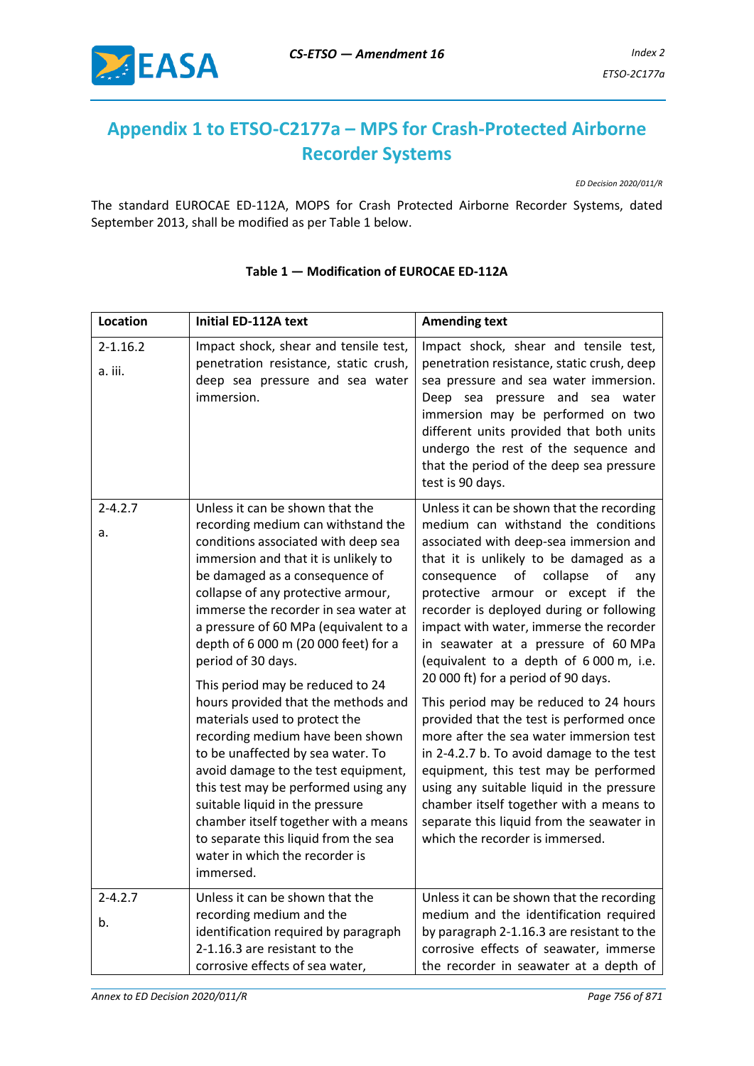# Appendix 1 to ETSO-C2177a – MPS for Crash-Protected Airborne Recorder Systems

*ED Decision 2020/011/R*

The standard EUROCAE ED-112A, MOPS for Crash Protected Airborne Recorder Systems, dated September 2013, shall be modified as per Table 1 below.

**Table 1 — Modification of EUROCAE ED-112A**

| Location | Initial ED-112A text | Amending text |
|---|---|---|
| 2-1.16.2<br>a. iii. | Impact shock, shear and tensile test, penetration resistance, static crush, deep sea pressure and sea water immersion. | Impact shock, shear and tensile test, penetration resistance, static crush, deep sea pressure and sea water immersion. Deep sea pressure and sea water immersion may be performed on two different units provided that both units undergo the rest of the sequence and that the period of the deep sea pressure test is 90 days. |
| 2-4.2.7<br>a. | Unless it can be shown that the recording medium can withstand the conditions associated with deep sea immersion and that it is unlikely to be damaged as a consequence of collapse of any protective armour, immerse the recorder in sea water at a pressure of 60 MPa (equivalent to a depth of 6 000 m (20 000 feet) for a period of 30 days.<br><br>This period may be reduced to 24 hours provided that the methods and materials used to protect the recording medium have been shown to be unaffected by sea water. To avoid damage to the test equipment, this test may be performed using any suitable liquid in the pressure chamber itself together with a means to separate this liquid from the sea water in which the recorder is immersed. | Unless it can be shown that the recording medium can withstand the conditions associated with deep-sea immersion and that it is unlikely to be damaged as a consequence of collapse of any protective armour or except if the recorder is deployed during or following impact with water, immerse the recorder in seawater at a pressure of 60 MPa (equivalent to a depth of 6 000 m, i.e. 20 000 ft) for a period of 90 days.<br><br>This period may be reduced to 24 hours provided that the test is performed once more after the sea water immersion test in 2-4.2.7 b. To avoid damage to the test equipment, this test may be performed using any suitable liquid in the pressure chamber itself together with a means to separate this liquid from the seawater in which the recorder is immersed. |
| 2-4.2.7<br>b. | Unless it can be shown that the recording medium and the identification required by paragraph 2-1.16.3 are resistant to the corrosive effects of sea water, | Unless it can be shown that the recording medium and the identification required by paragraph 2-1.16.3 are resistant to the corrosive effects of seawater, immerse the recorder in seawater at a depth of |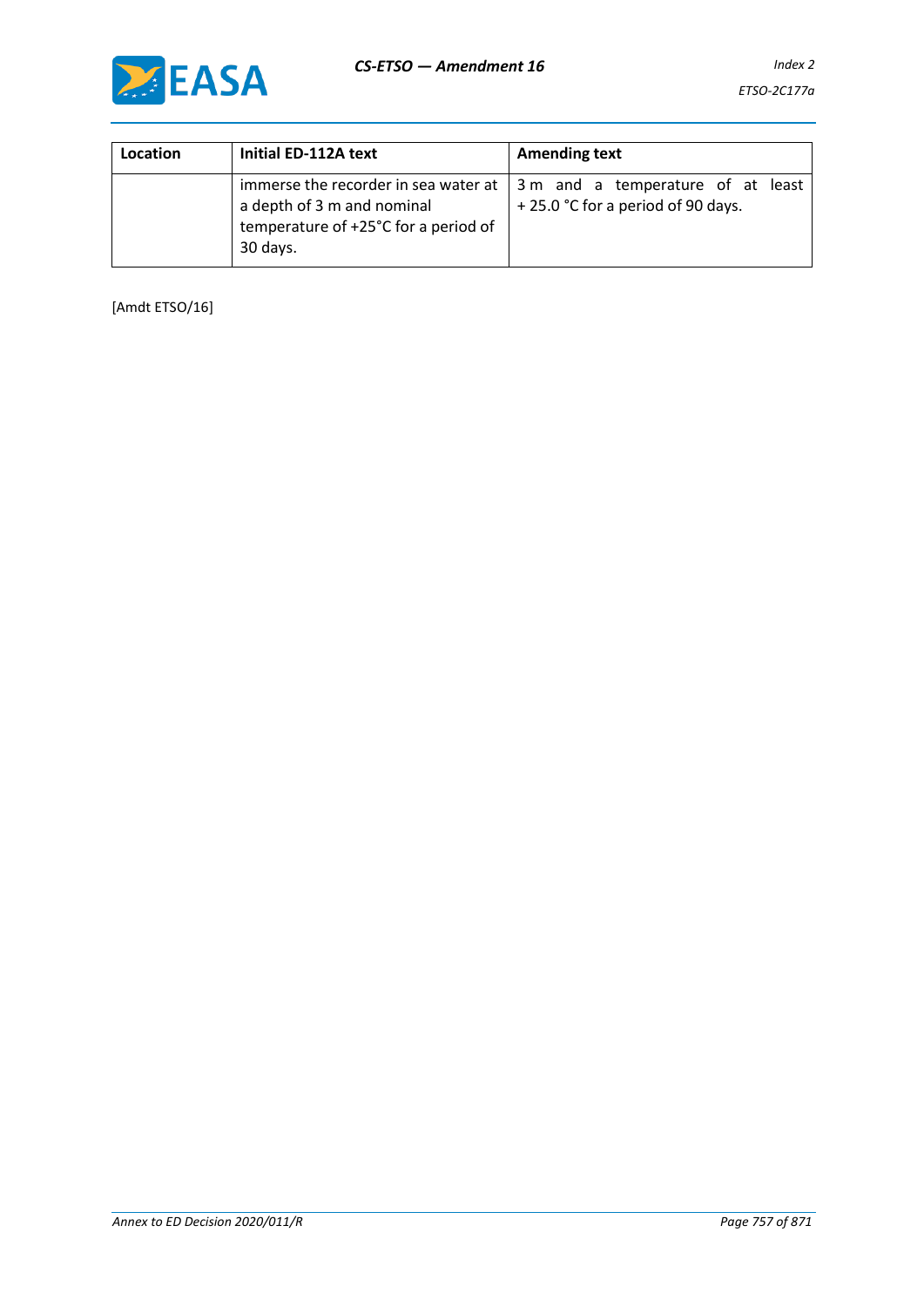| Location | Initial ED-112A text | Amending text |
|---|---|---|
| | immerse the recorder in sea water at a depth of 3 m and nominal temperature of +25°C for a period of 30 days. | 3 m and a temperature of at least + 25.0 °C for a period of 90 days. |

[Amdt ETSO/16]